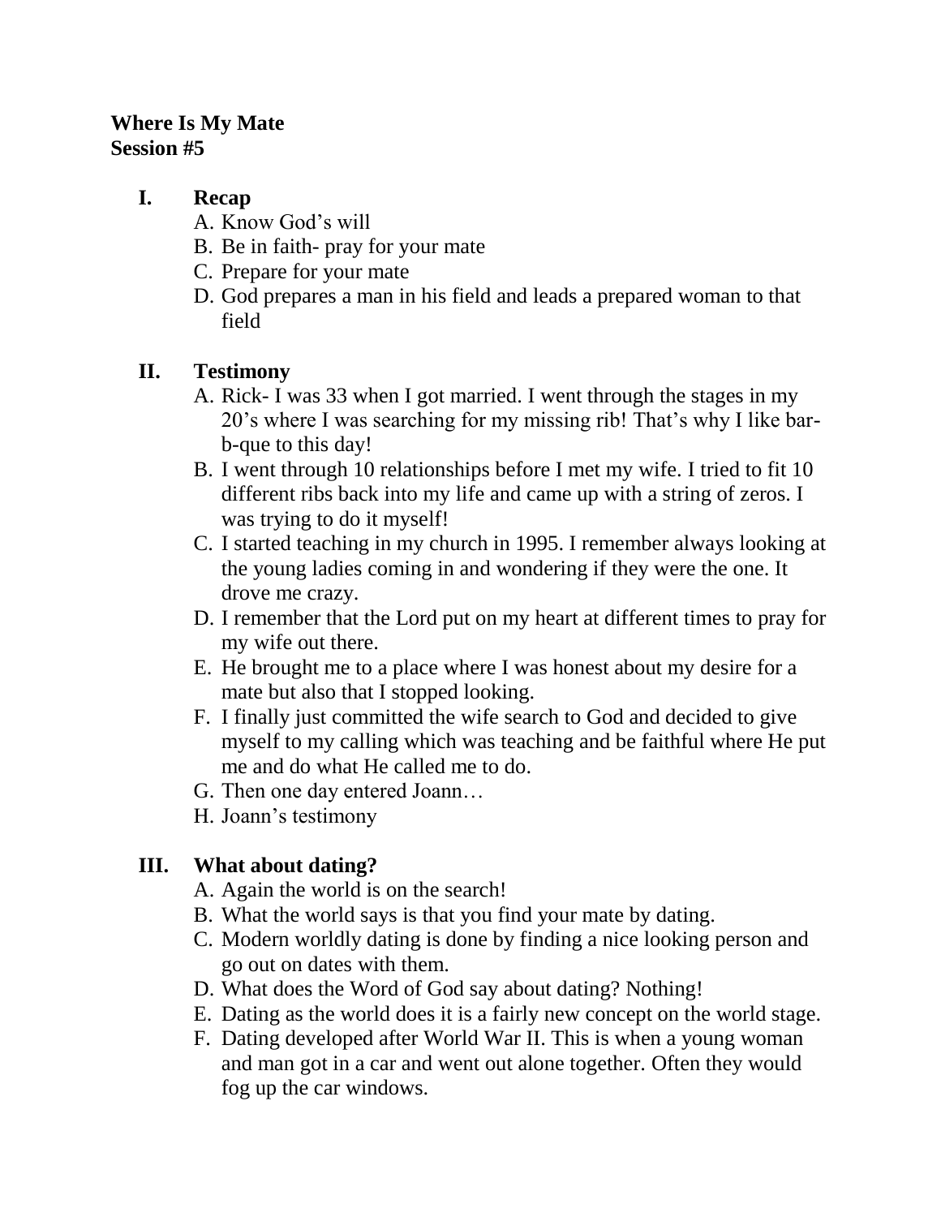**Where Is My Mate**
**Session #5**

## I. Recap

A. Know God's will
B. Be in faith- pray for your mate
C. Prepare for your mate
D. God prepares a man in his field and leads a prepared woman to that field

## II. Testimony

A. Rick- I was 33 when I got married. I went through the stages in my 20's where I was searching for my missing rib! That's why I like bar-b-que to this day!
B. I went through 10 relationships before I met my wife. I tried to fit 10 different ribs back into my life and came up with a string of zeros. I was trying to do it myself!
C. I started teaching in my church in 1995. I remember always looking at the young ladies coming in and wondering if they were the one. It drove me crazy.
D. I remember that the Lord put on my heart at different times to pray for my wife out there.
E. He brought me to a place where I was honest about my desire for a mate but also that I stopped looking.
F. I finally just committed the wife search to God and decided to give myself to my calling which was teaching and be faithful where He put me and do what He called me to do.
G. Then one day entered Joann…
H. Joann's testimony

## III. What about dating?

A. Again the world is on the search!
B. What the world says is that you find your mate by dating.
C. Modern worldly dating is done by finding a nice looking person and go out on dates with them.
D. What does the Word of God say about dating? Nothing!
E. Dating as the world does it is a fairly new concept on the world stage.
F. Dating developed after World War II. This is when a young woman and man got in a car and went out alone together. Often they would fog up the car windows.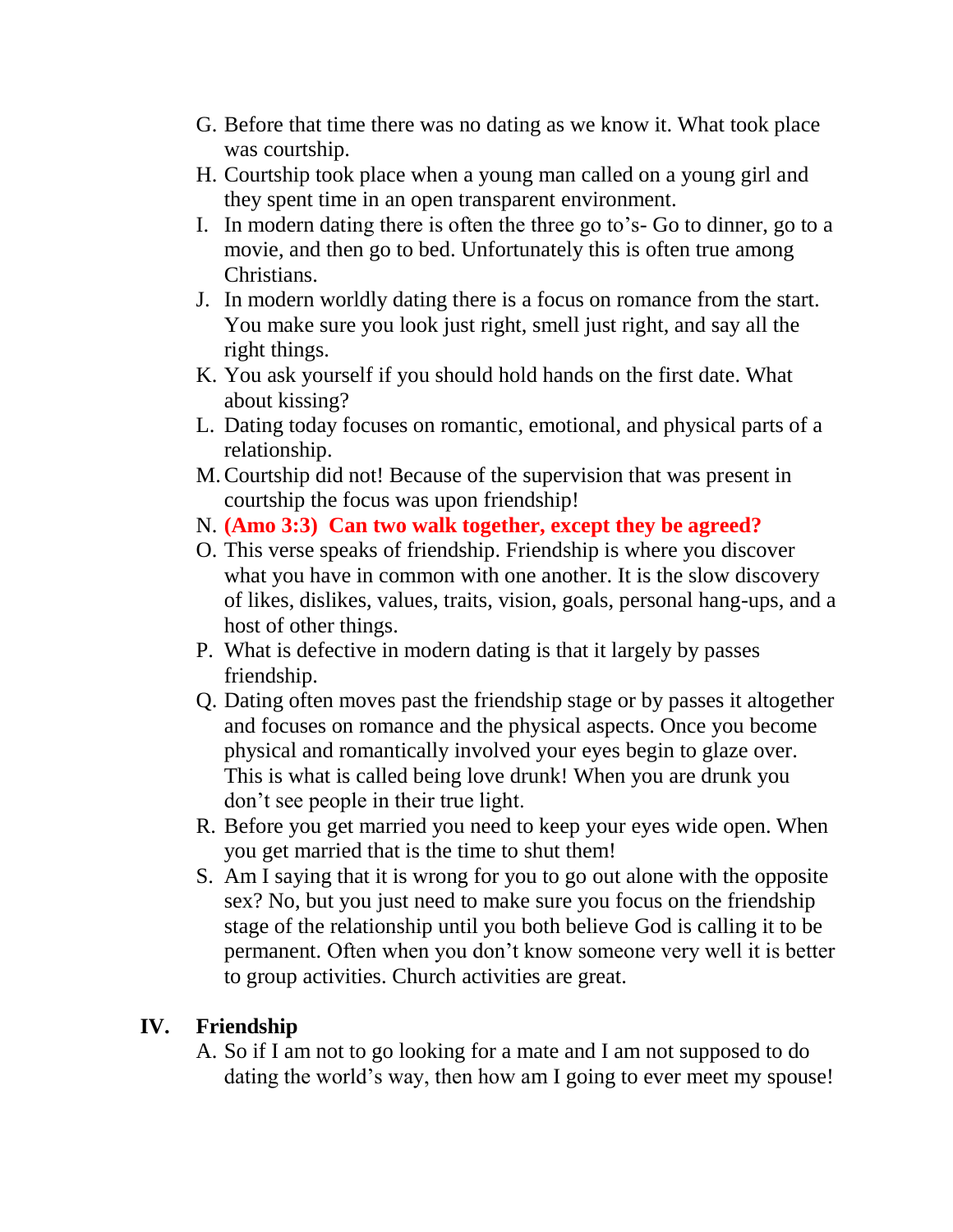G. Before that time there was no dating as we know it. What took place was courtship.

H. Courtship took place when a young man called on a young girl and they spent time in an open transparent environment.

I. In modern dating there is often the three go to's- Go to dinner, go to a movie, and then go to bed. Unfortunately this is often true among Christians.

J. In modern worldly dating there is a focus on romance from the start. You make sure you look just right, smell just right, and say all the right things.

K. You ask yourself if you should hold hands on the first date. What about kissing?

L. Dating today focuses on romantic, emotional, and physical parts of a relationship.

M. Courtship did not! Because of the supervision that was present in courtship the focus was upon friendship!

N. **(Amo 3:3) Can two walk together, except they be agreed?**

O. This verse speaks of friendship. Friendship is where you discover what you have in common with one another. It is the slow discovery of likes, dislikes, values, traits, vision, goals, personal hang-ups, and a host of other things.

P. What is defective in modern dating is that it largely by passes friendship.

Q. Dating often moves past the friendship stage or by passes it altogether and focuses on romance and the physical aspects. Once you become physical and romantically involved your eyes begin to glaze over. This is what is called being love drunk! When you are drunk you don't see people in their true light.

R. Before you get married you need to keep your eyes wide open. When you get married that is the time to shut them!

S. Am I saying that it is wrong for you to go out alone with the opposite sex? No, but you just need to make sure you focus on the friendship stage of the relationship until you both believe God is calling it to be permanent. Often when you don't know someone very well it is better to group activities. Church activities are great.

## IV. Friendship

A. So if I am not to go looking for a mate and I am not supposed to do dating the world's way, then how am I going to ever meet my spouse!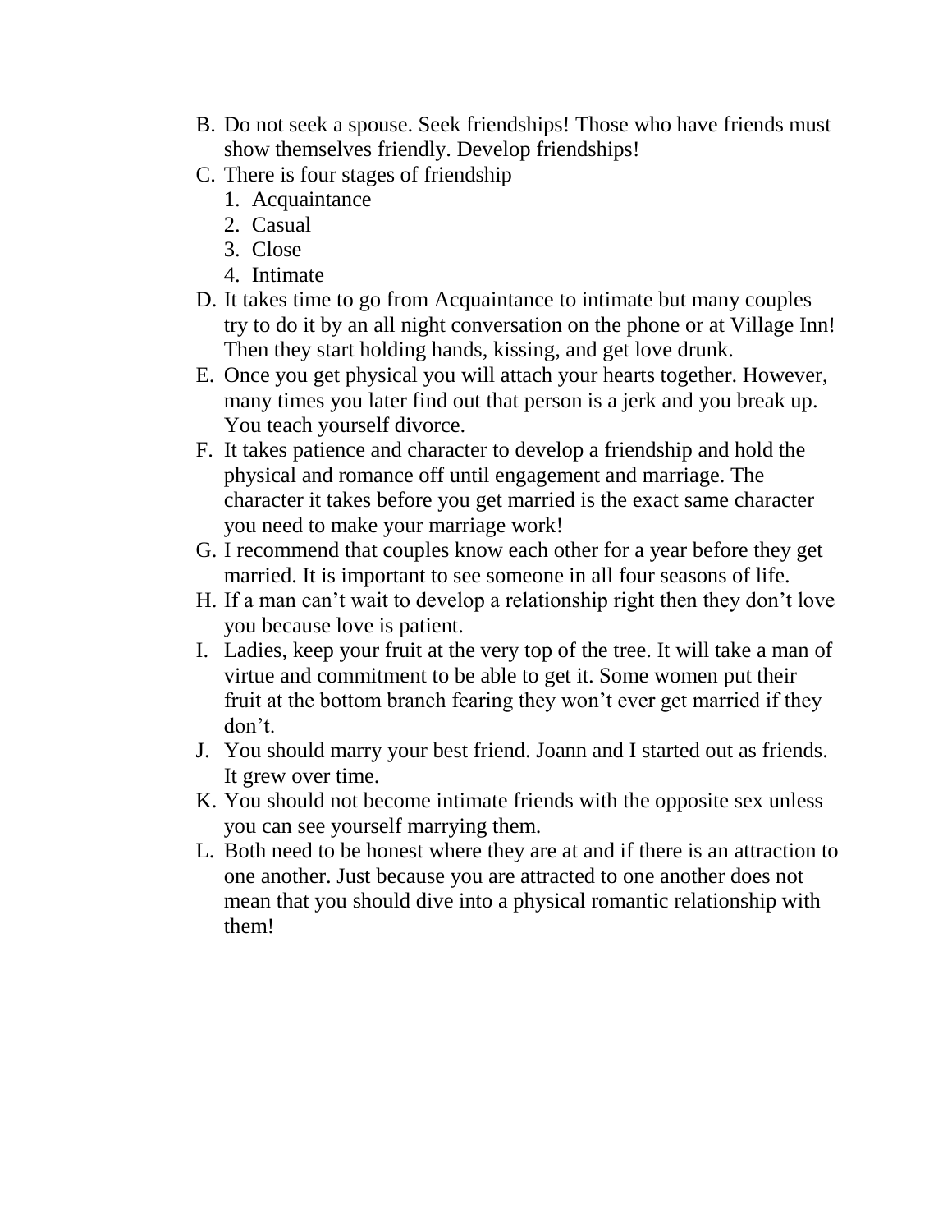B. Do not seek a spouse. Seek friendships! Those who have friends must show themselves friendly. Develop friendships!

C. There is four stages of friendship
   1. Acquaintance
   2. Casual
   3. Close
   4. Intimate

D. It takes time to go from Acquaintance to intimate but many couples try to do it by an all night conversation on the phone or at Village Inn! Then they start holding hands, kissing, and get love drunk.

E. Once you get physical you will attach your hearts together. However, many times you later find out that person is a jerk and you break up. You teach yourself divorce.

F. It takes patience and character to develop a friendship and hold the physical and romance off until engagement and marriage. The character it takes before you get married is the exact same character you need to make your marriage work!

G. I recommend that couples know each other for a year before they get married. It is important to see someone in all four seasons of life.

H. If a man can't wait to develop a relationship right then they don't love you because love is patient.

I. Ladies, keep your fruit at the very top of the tree. It will take a man of virtue and commitment to be able to get it. Some women put their fruit at the bottom branch fearing they won't ever get married if they don't.

J. You should marry your best friend. Joann and I started out as friends. It grew over time.

K. You should not become intimate friends with the opposite sex unless you can see yourself marrying them.

L. Both need to be honest where they are at and if there is an attraction to one another. Just because you are attracted to one another does not mean that you should dive into a physical romantic relationship with them!